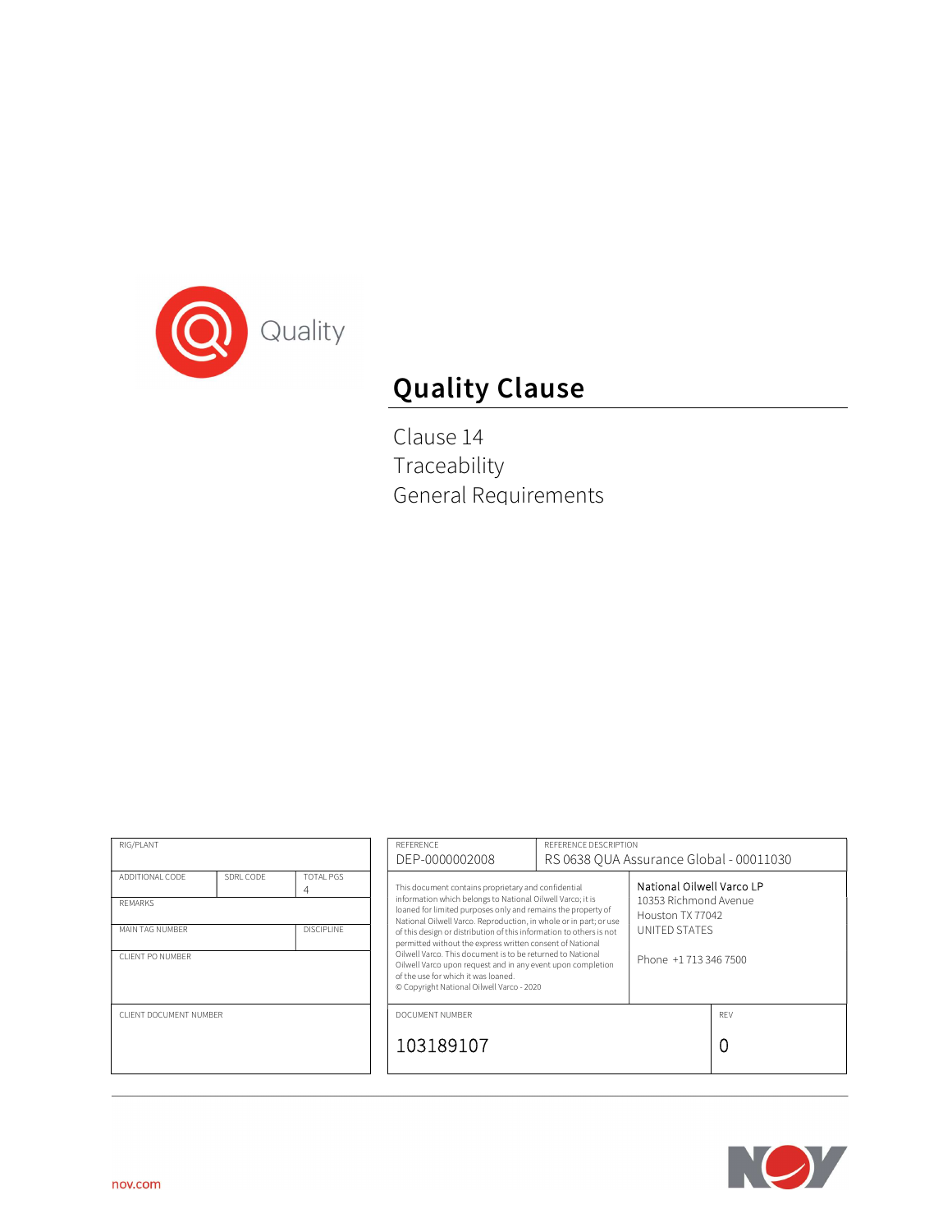Quality

# Quality Clause

Clause 14
Traceability
General Requirements

| RIG/PLANT | | |
|---|---|---|
| ADDITIONAL CODE | SDRL CODE | TOTAL PGS 4 |
| REMARKS | | |
| MAIN TAG NUMBER | | DISCIPLINE |
| CLIENT PO NUMBER | | |
| CLIENT DOCUMENT NUMBER | | |

| REFERENCE | REFERENCE DESCRIPTION |
|---|---|
| DEP-0000002008 | RS 0638 QUA Assurance Global - 00011030 |

This document contains proprietary and confidential information which belongs to National Oilwell Varco; it is loaned for limited purposes only and remains the property of National Oilwell Varco. Reproduction, in whole or in part; or use of this design or distribution of this information to others is not permitted without the express written consent of National Oilwell Varco. This document is to be returned to National Oilwell Varco upon request and in any event upon completion of the use for which it was loaned.
© Copyright National Oilwell Varco - 2020

National Oilwell Varco LP
10353 Richmond Avenue
Houston TX 77042
UNITED STATES

Phone +1 713 346 7500

| DOCUMENT NUMBER | REV |
|---|---|
| 103189107 | 0 |

nov.com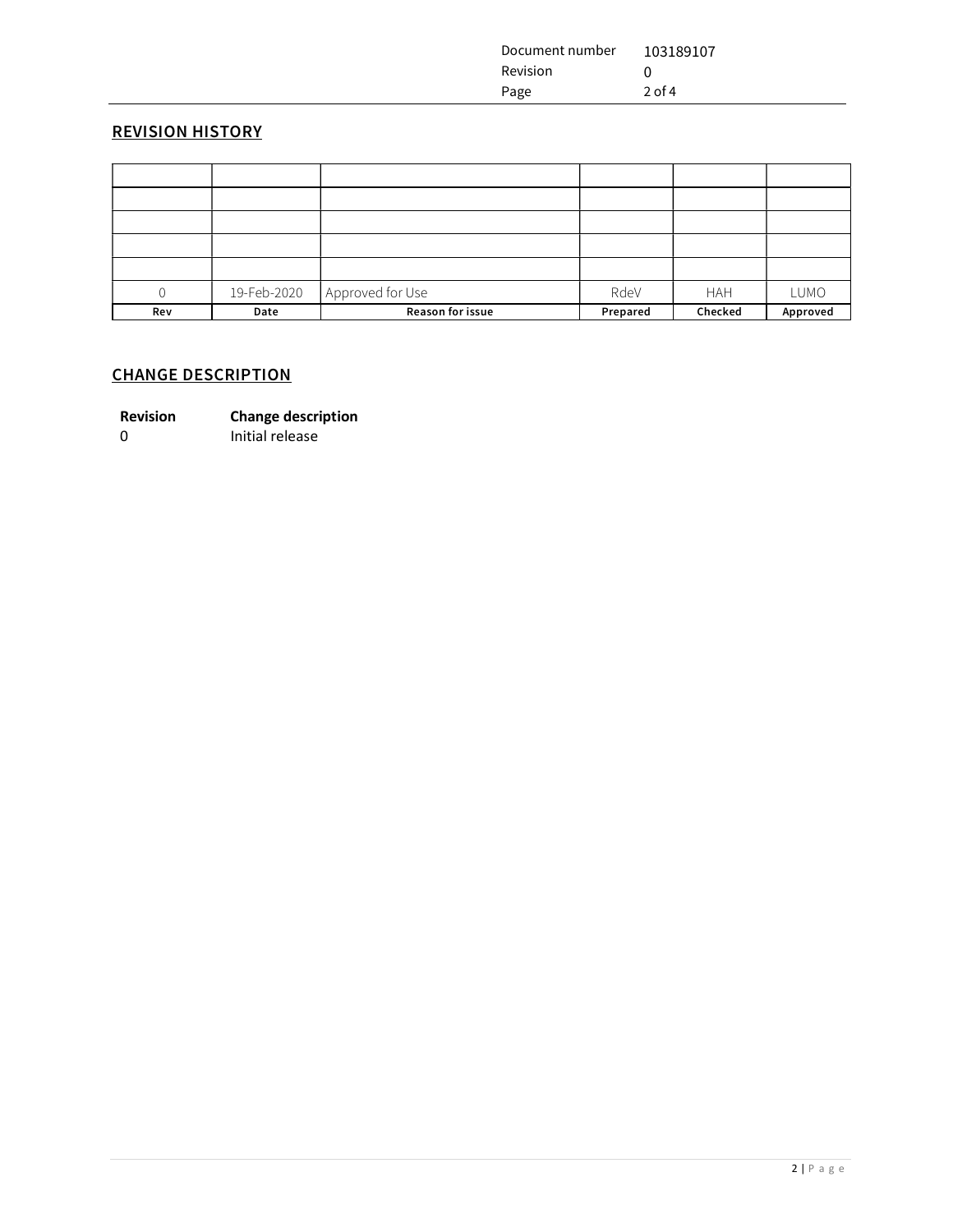## REVISION HISTORY

| Rev | Date | Reason for issue | Prepared | Checked | Approved |
|---|---|---|---|---|---|
| 0 | 19-Feb-2020 | Approved for Use | RdeV | HAH | LUMO |

## CHANGE DESCRIPTION

| Revision | Change description |
|---|---|
| 0 | Initial release |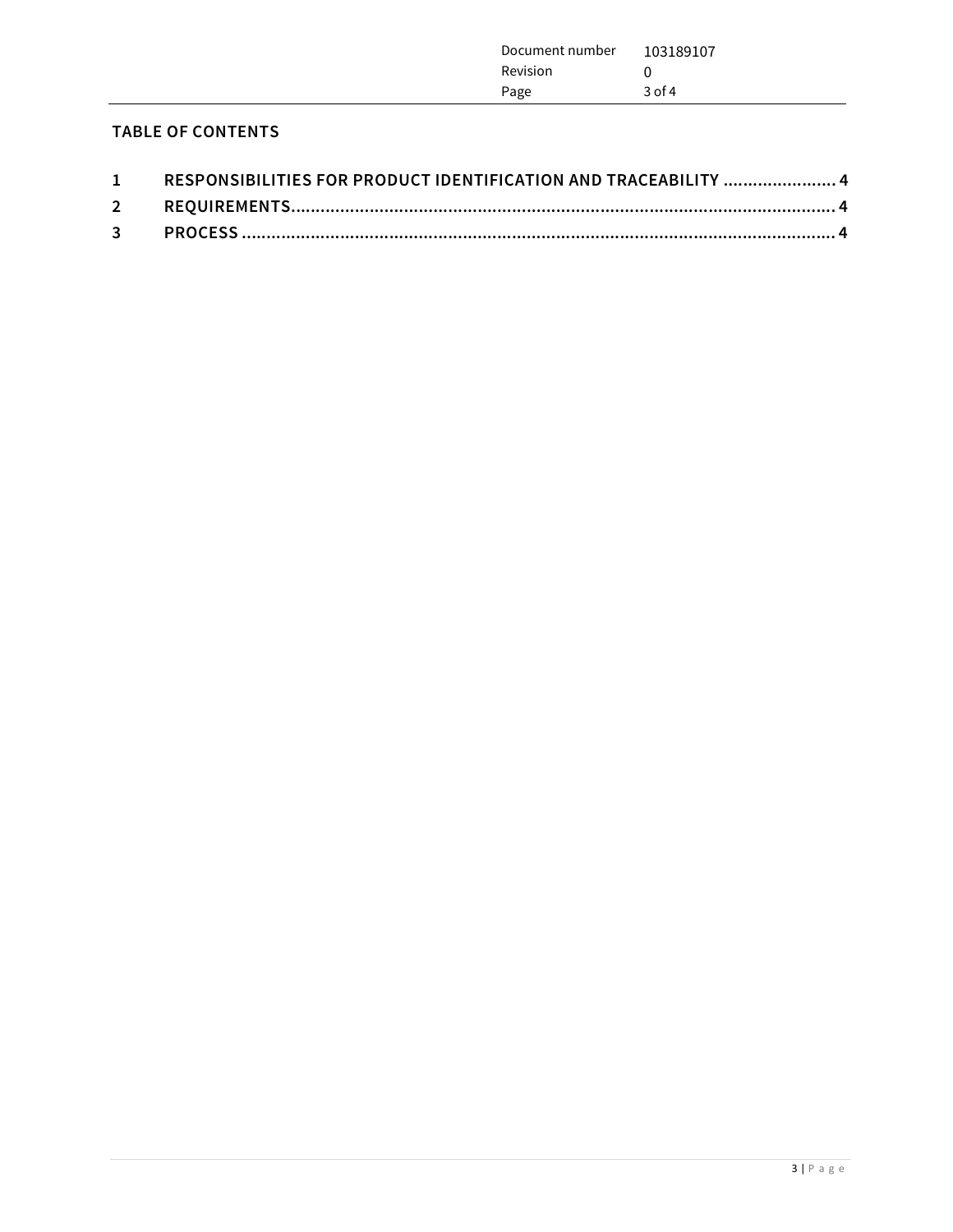## TABLE OF CONTENTS

1 RESPONSIBILITIES FOR PRODUCT IDENTIFICATION AND TRACEABILITY ....................... 4

2 REQUIREMENTS.......................................................................................................... 4

3 PROCESS ..................................................................................................................... 4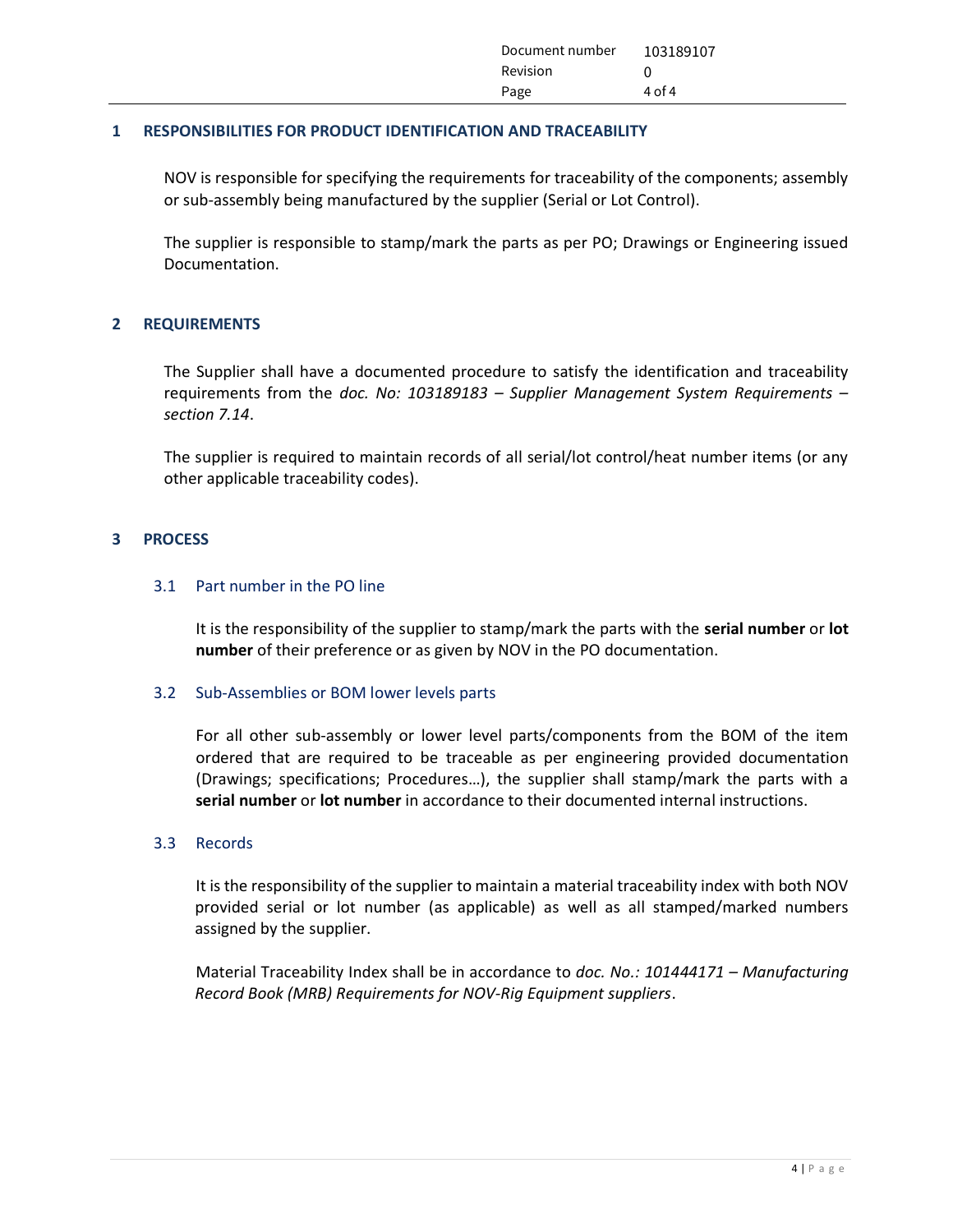# 1 RESPONSIBILITIES FOR PRODUCT IDENTIFICATION AND TRACEABILITY

NOV is responsible for specifying the requirements for traceability of the components; assembly or sub-assembly being manufactured by the supplier (Serial or Lot Control).

The supplier is responsible to stamp/mark the parts as per PO; Drawings or Engineering issued Documentation.

# 2 REQUIREMENTS

The Supplier shall have a documented procedure to satisfy the identification and traceability requirements from the *doc. No: 103189183 – Supplier Management System Requirements – section 7.14*.

The supplier is required to maintain records of all serial/lot control/heat number items (or any other applicable traceability codes).

# 3 PROCESS

## 3.1 Part number in the PO line

It is the responsibility of the supplier to stamp/mark the parts with the **serial number** or **lot number** of their preference or as given by NOV in the PO documentation.

## 3.2 Sub-Assemblies or BOM lower levels parts

For all other sub-assembly or lower level parts/components from the BOM of the item ordered that are required to be traceable as per engineering provided documentation (Drawings; specifications; Procedures…), the supplier shall stamp/mark the parts with a **serial number** or **lot number** in accordance to their documented internal instructions.

## 3.3 Records

It is the responsibility of the supplier to maintain a material traceability index with both NOV provided serial or lot number (as applicable) as well as all stamped/marked numbers assigned by the supplier.

Material Traceability Index shall be in accordance to *doc. No.: 101444171 – Manufacturing Record Book (MRB) Requirements for NOV-Rig Equipment suppliers*.